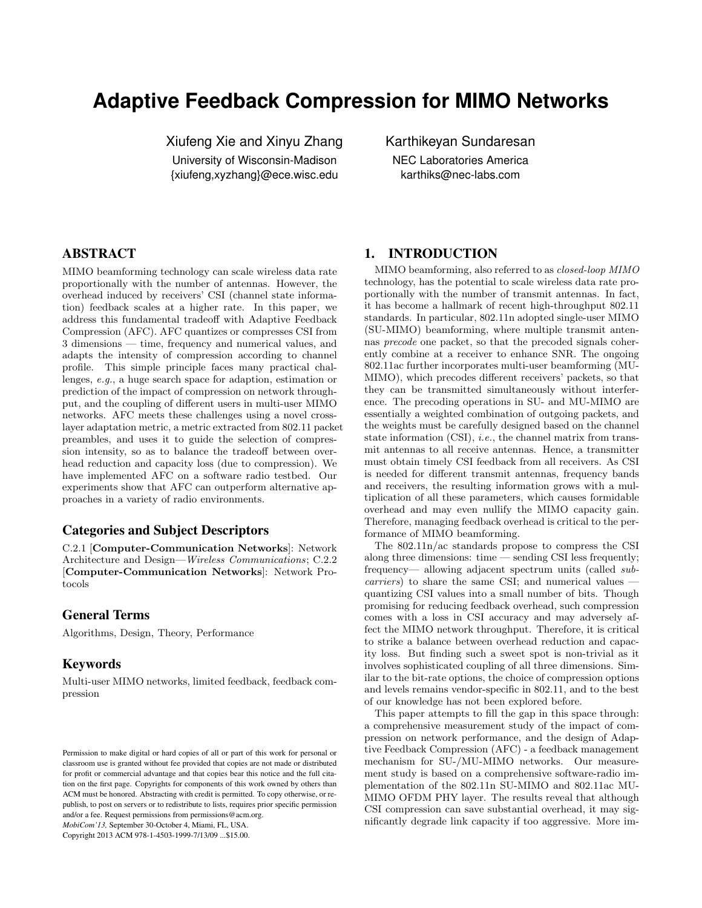# Adaptive Feedback Compression for MIMO Networks

Xiufeng Xie and Xinyu Zhang
University of Wisconsin-Madison
{xiufeng,xyzhang}@ece.wisc.edu

Karthikeyan Sundaresan
NEC Laboratories America
karthiks@nec-labs.com

## ABSTRACT

MIMO beamforming technology can scale wireless data rate proportionally with the number of antennas. However, the overhead induced by receivers' CSI (channel state information) feedback scales at a higher rate. In this paper, we address this fundamental tradeoff with Adaptive Feedback Compression (AFC). AFC quantizes or compresses CSI from 3 dimensions — time, frequency and numerical values, and adapts the intensity of compression according to channel profile. This simple principle faces many practical challenges, *e.g.*, a huge search space for adaption, estimation or prediction of the impact of compression on network throughput, and the coupling of different users in multi-user MIMO networks. AFC meets these challenges using a novel cross-layer adaptation metric, a metric extracted from 802.11 packet preambles, and uses it to guide the selection of compression intensity, so as to balance the tradeoff between overhead reduction and capacity loss (due to compression). We have implemented AFC on a software radio testbed. Our experiments show that AFC can outperform alternative approaches in a variety of radio environments.

### Categories and Subject Descriptors

C.2.1 [**Computer-Communication Networks**]: Network Architecture and Design—*Wireless Communications*; C.2.2 [**Computer-Communication Networks**]: Network Protocols

### General Terms

Algorithms, Design, Theory, Performance

### Keywords

Multi-user MIMO networks, limited feedback, feedback compression

Permission to make digital or hard copies of all or part of this work for personal or classroom use is granted without fee provided that copies are not made or distributed for profit or commercial advantage and that copies bear this notice and the full citation on the first page. Copyrights for components of this work owned by others than ACM must be honored. Abstracting with credit is permitted. To copy otherwise, or republish, to post on servers or to redistribute to lists, requires prior specific permission and/or a fee. Request permissions from permissions@acm.org.
*MobiCom'13,* September 30-October 4, Miami, FL, USA.
Copyright 2013 ACM 978-1-4503-1999-7/13/09 ...$15.00.

## 1. INTRODUCTION

MIMO beamforming, also referred to as *closed-loop MIMO* technology, has the potential to scale wireless data rate proportionally with the number of transmit antennas. In fact, it has become a hallmark of recent high-throughput 802.11 standards. In particular, 802.11n adopted single-user MIMO (SU-MIMO) beamforming, where multiple transmit antennas *precode* one packet, so that the precoded signals coherently combine at a receiver to enhance SNR. The ongoing 802.11ac further incorporates multi-user beamforming (MU-MIMO), which precodes different receivers' packets, so that they can be transmitted simultaneously without interference. The precoding operations in SU- and MU-MIMO are essentially a weighted combination of outgoing packets, and the weights must be carefully designed based on the channel state information (CSI), *i.e.*, the channel matrix from transmit antennas to all receive antennas. Hence, a transmitter must obtain timely CSI feedback from all receivers. As CSI is needed for different transmit antennas, frequency bands and receivers, the resulting information grows with a multiplication of all these parameters, which causes formidable overhead and may even nullify the MIMO capacity gain. Therefore, managing feedback overhead is critical to the performance of MIMO beamforming.

The 802.11n/ac standards propose to compress the CSI along three dimensions: time — sending CSI less frequently; frequency— allowing adjacent spectrum units (called *subcarriers*) to share the same CSI; and numerical values — quantizing CSI values into a small number of bits. Though promising for reducing feedback overhead, such compression comes with a loss in CSI accuracy and may adversely affect the MIMO network throughput. Therefore, it is critical to strike a balance between overhead reduction and capacity loss. But finding such a sweet spot is non-trivial as it involves sophisticated coupling of all three dimensions. Similar to the bit-rate options, the choice of compression options and levels remains vendor-specific in 802.11, and to the best of our knowledge has not been explored before.

This paper attempts to fill the gap in this space through: a comprehensive measurement study of the impact of compression on network performance, and the design of Adaptive Feedback Compression (AFC) - a feedback management mechanism for SU-/MU-MIMO networks. Our measurement study is based on a comprehensive software-radio implementation of the 802.11n SU-MIMO and 802.11ac MU-MIMO OFDM PHY layer. The results reveal that although CSI compression can save substantial overhead, it may significantly degrade link capacity if too aggressive. More im-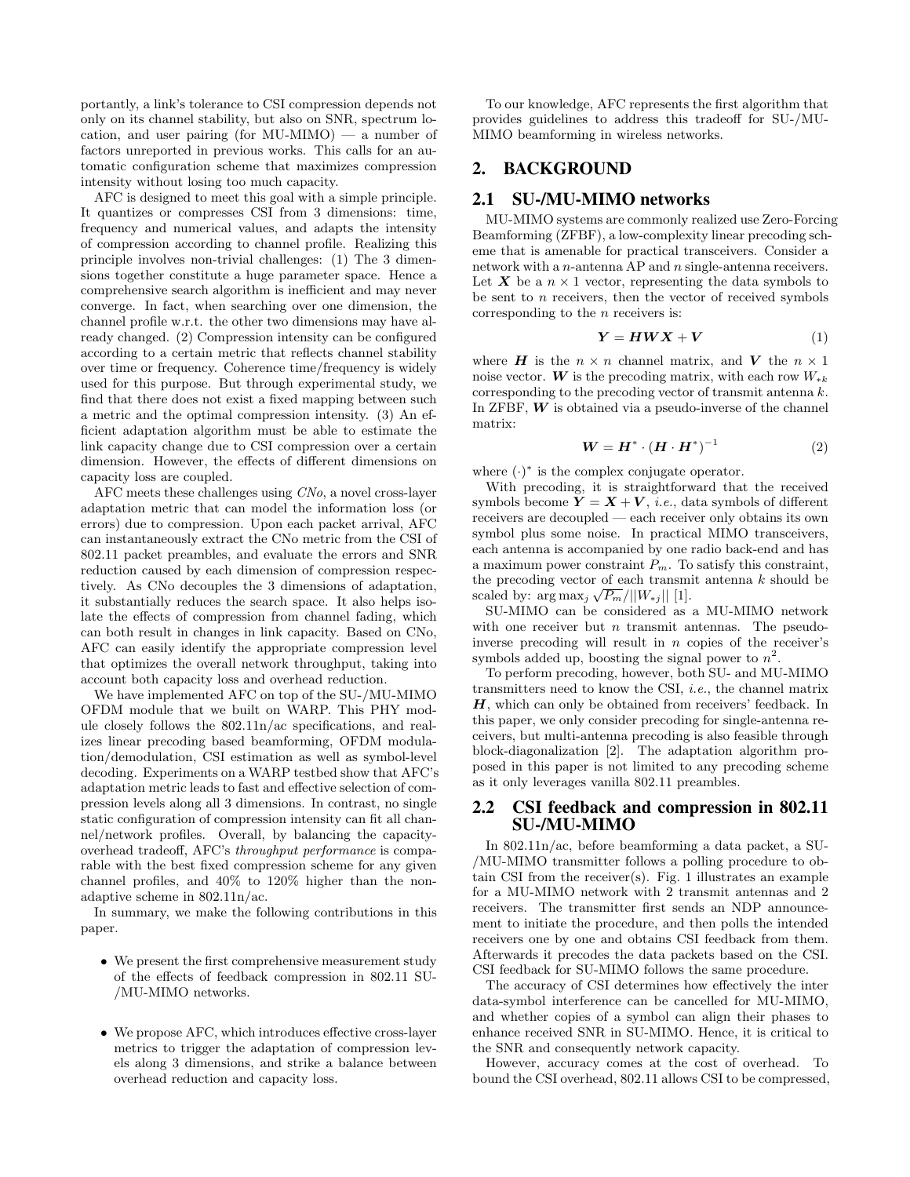portantly, a link's tolerance to CSI compression depends not only on its channel stability, but also on SNR, spectrum location, and user pairing (for MU-MIMO) — a number of factors unreported in previous works. This calls for an automatic configuration scheme that maximizes compression intensity without losing too much capacity.

AFC is designed to meet this goal with a simple principle. It quantizes or compresses CSI from 3 dimensions: time, frequency and numerical values, and adapts the intensity of compression according to channel profile. Realizing this principle involves non-trivial challenges: (1) The 3 dimensions together constitute a huge parameter space. Hence a comprehensive search algorithm is inefficient and may never converge. In fact, when searching over one dimension, the channel profile w.r.t. the other two dimensions may have already changed. (2) Compression intensity can be configured according to a certain metric that reflects channel stability over time or frequency. Coherence time/frequency is widely used for this purpose. But through experimental study, we find that there does not exist a fixed mapping between such a metric and the optimal compression intensity. (3) An efficient adaptation algorithm must be able to estimate the link capacity change due to CSI compression over a certain dimension. However, the effects of different dimensions on capacity loss are coupled.

AFC meets these challenges using *CNo*, a novel cross-layer adaptation metric that can model the information loss (or errors) due to compression. Upon each packet arrival, AFC can instantaneously extract the CNo metric from the CSI of 802.11 packet preambles, and evaluate the errors and SNR reduction caused by each dimension of compression respectively. As CNo decouples the 3 dimensions of adaptation, it substantially reduces the search space. It also helps isolate the effects of compression from channel fading, which can both result in changes in link capacity. Based on CNo, AFC can easily identify the appropriate compression level that optimizes the overall network throughput, taking into account both capacity loss and overhead reduction.

We have implemented AFC on top of the SU-/MU-MIMO OFDM module that we built on WARP. This PHY module closely follows the 802.11n/ac specifications, and realizes linear precoding based beamforming, OFDM modulation/demodulation, CSI estimation as well as symbol-level decoding. Experiments on a WARP testbed show that AFC's adaptation metric leads to fast and effective selection of compression levels along all 3 dimensions. In contrast, no single static configuration of compression intensity can fit all channel/network profiles. Overall, by balancing the capacity-overhead tradeoff, AFC's *throughput performance* is comparable with the best fixed compression scheme for any given channel profiles, and 40% to 120% higher than the non-adaptive scheme in 802.11n/ac.

In summary, we make the following contributions in this paper.

- We present the first comprehensive measurement study of the effects of feedback compression in 802.11 SU-/MU-MIMO networks.
- We propose AFC, which introduces effective cross-layer metrics to trigger the adaptation of compression levels along 3 dimensions, and strike a balance between overhead reduction and capacity loss.

To our knowledge, AFC represents the first algorithm that provides guidelines to address this tradeoff for SU-/MU-MIMO beamforming in wireless networks.

## 2. BACKGROUND

### 2.1 SU-/MU-MIMO networks

MU-MIMO systems are commonly realized use Zero-Forcing Beamforming (ZFBF), a low-complexity linear precoding scheme that is amenable for practical transceivers. Consider a network with a $n$-antenna AP and $n$ single-antenna receivers. Let $\boldsymbol{X}$ be a $n \times 1$ vector, representing the data symbols to be sent to $n$ receivers, then the vector of received symbols corresponding to the $n$ receivers is:

$$\boldsymbol{Y} = \boldsymbol{H}\boldsymbol{W}\boldsymbol{X} + \boldsymbol{V} \tag{1}$$

where $\boldsymbol{H}$ is the $n \times n$ channel matrix, and $\boldsymbol{V}$ the $n \times 1$ noise vector. $\boldsymbol{W}$ is the precoding matrix, with each row $W_{*k}$ corresponding to the precoding vector of transmit antenna $k$. In ZFBF, $\boldsymbol{W}$ is obtained via a pseudo-inverse of the channel matrix:

$$\boldsymbol{W} = \boldsymbol{H}^* \cdot (\boldsymbol{H} \cdot \boldsymbol{H}^*)^{-1} \tag{2}$$

where $(\cdot)^*$ is the complex conjugate operator.

With precoding, it is straightforward that the received symbols become $\boldsymbol{Y} = \boldsymbol{X} + \boldsymbol{V}$, *i.e.*, data symbols of different receivers are decoupled — each receiver only obtains its own symbol plus some noise. In practical MIMO transceivers, each antenna is accompanied by one radio back-end and has a maximum power constraint $P_m$. To satisfy this constraint, the precoding vector of each transmit antenna $k$ should be scaled by: $\arg\max_j \sqrt{P_m}/||W_{*j}||$ [1].

SU-MIMO can be considered as a MU-MIMO network with one receiver but $n$ transmit antennas. The pseudo-inverse precoding will result in $n$ copies of the receiver's symbols added up, boosting the signal power to $n^2$.

To perform precoding, however, both SU- and MU-MIMO transmitters need to know the CSI, *i.e.*, the channel matrix $\boldsymbol{H}$, which can only be obtained from receivers' feedback. In this paper, we only consider precoding for single-antenna receivers, but multi-antenna precoding is also feasible through block-diagonalization [2]. The adaptation algorithm proposed in this paper is not limited to any precoding scheme as it only leverages vanilla 802.11 preambles.

### 2.2 CSI feedback and compression in 802.11 SU-/MU-MIMO

In 802.11n/ac, before beamforming a data packet, a SU-/MU-MIMO transmitter follows a polling procedure to obtain CSI from the receiver(s). Fig. 1 illustrates an example for a MU-MIMO network with 2 transmit antennas and 2 receivers. The transmitter first sends an NDP announcement to initiate the procedure, and then polls the intended receivers one by one and obtains CSI feedback from them. Afterwards it precodes the data packets based on the CSI. CSI feedback for SU-MIMO follows the same procedure.

The accuracy of CSI determines how effectively the inter data-symbol interference can be cancelled for MU-MIMO, and whether copies of a symbol can align their phases to enhance received SNR in SU-MIMO. Hence, it is critical to the SNR and consequently network capacity.

However, accuracy comes at the cost of overhead. To bound the CSI overhead, 802.11 allows CSI to be compressed,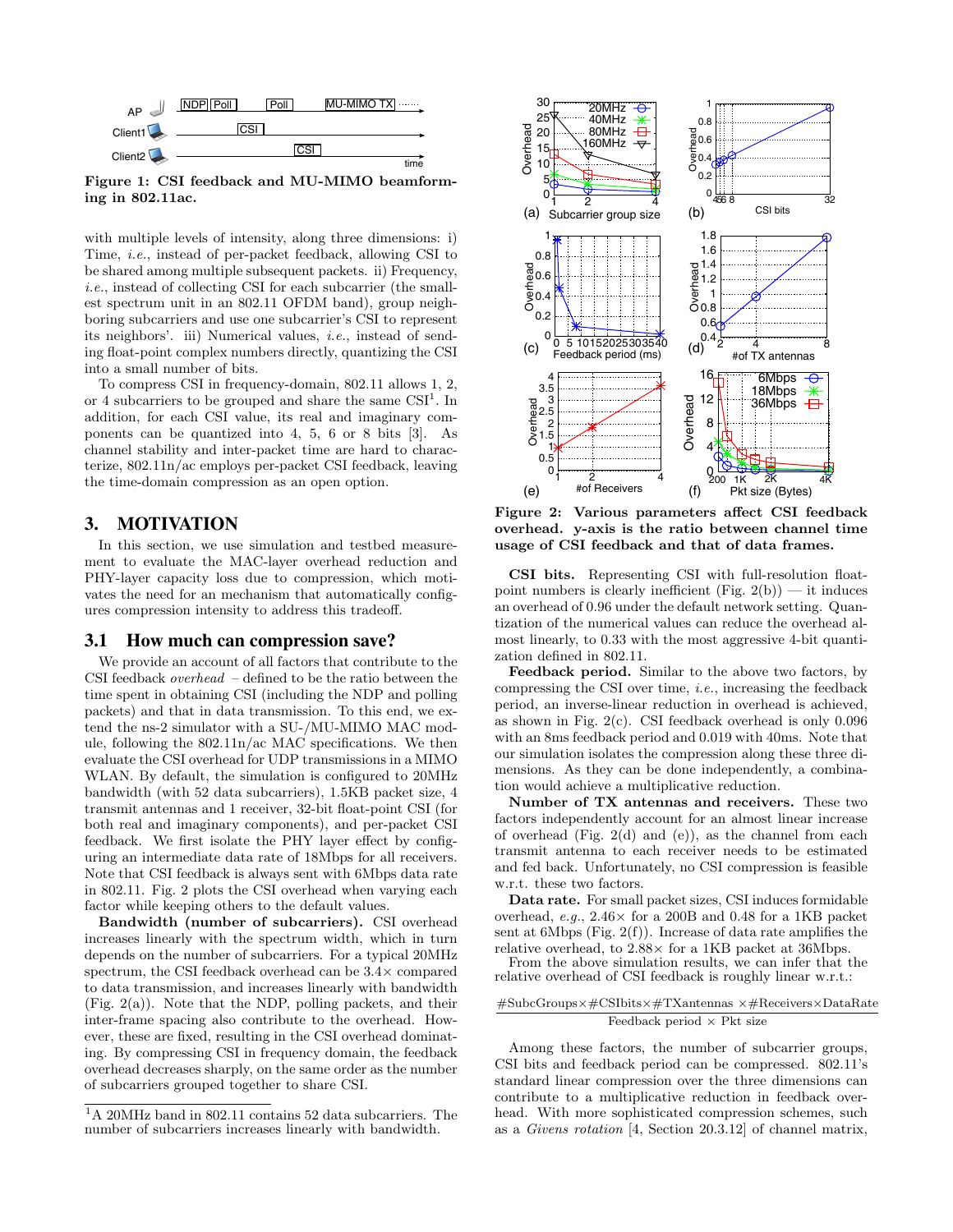Figure 1: CSI feedback and MU-MIMO beamforming in 802.11ac.

with multiple levels of intensity, along three dimensions: i) Time, *i.e.*, instead of per-packet feedback, allowing CSI to be shared among multiple subsequent packets. ii) Frequency, *i.e.*, instead of collecting CSI for each subcarrier (the smallest spectrum unit in an 802.11 OFDM band), group neighboring subcarriers and use one subcarrier's CSI to represent its neighbors'. iii) Numerical values, *i.e.*, instead of sending float-point complex numbers directly, quantizing the CSI into a small number of bits.

To compress CSI in frequency-domain, 802.11 allows 1, 2, or 4 subcarriers to be grouped and share the same CSI[1]. In addition, for each CSI value, its real and imaginary components can be quantized into 4, 5, 6 or 8 bits [3]. As channel stability and inter-packet time are hard to characterize, 802.11n/ac employs per-packet CSI feedback, leaving the time-domain compression as an open option.

## 3. MOTIVATION

In this section, we use simulation and testbed measurement to evaluate the MAC-layer overhead reduction and PHY-layer capacity loss due to compression, which motivates the need for an mechanism that automatically configures compression intensity to address this tradeoff.

### 3.1 How much can compression save?

We provide an account of all factors that contribute to the CSI feedback *overhead* – defined to be the ratio between the time spent in obtaining CSI (including the NDP and polling packets) and that in data transmission. To this end, we extend the ns-2 simulator with a SU-/MU-MIMO MAC module, following the 802.11n/ac MAC specifications. We then evaluate the CSI overhead for UDP transmissions in a MIMO WLAN. By default, the simulation is configured to 20MHz bandwidth (with 52 data subcarriers), 1.5KB packet size, 4 transmit antennas and 1 receiver, 32-bit float-point CSI (for both real and imaginary components), and per-packet CSI feedback. We first isolate the PHY layer effect by configuring an intermediate data rate of 18Mbps for all receivers. Note that CSI feedback is always sent with 6Mbps data rate in 802.11. Fig. 2 plots the CSI overhead when varying each factor while keeping others to the default values.

**Bandwidth (number of subcarriers).** CSI overhead increases linearly with the spectrum width, which in turn depends on the number of subcarriers. For a typical 20MHz spectrum, the CSI feedback overhead can be 3.4× compared to data transmission, and increases linearly with bandwidth (Fig. 2(a)). Note that the NDP, polling packets, and their inter-frame spacing also contribute to the overhead. However, these are fixed, resulting in the CSI overhead dominating. By compressing CSI in frequency domain, the feedback overhead decreases sharply, on the same order as the number of subcarriers grouped together to share CSI.

[1]A 20MHz band in 802.11 contains 52 data subcarriers. The number of subcarriers increases linearly with bandwidth.

Figure 2: Various parameters affect CSI feedback overhead. y-axis is the ratio between channel time usage of CSI feedback and that of data frames.

**CSI bits.** Representing CSI with full-resolution float-point numbers is clearly inefficient (Fig. 2(b)) — it induces an overhead of 0.96 under the default network setting. Quantization of the numerical values can reduce the overhead almost linearly, to 0.33 with the most aggressive 4-bit quantization defined in 802.11.

**Feedback period.** Similar to the above two factors, by compressing the CSI over time, *i.e.*, increasing the feedback period, an inverse-linear reduction in overhead is achieved, as shown in Fig. 2(c). CSI feedback overhead is only 0.096 with an 8ms feedback period and 0.019 with 40ms. Note that our simulation isolates the compression along these three dimensions. As they can be done independently, a combination would achieve a multiplicative reduction.

**Number of TX antennas and receivers.** These two factors independently account for an almost linear increase of overhead (Fig. 2(d) and (e)), as the channel from each transmit antenna to each receiver needs to be estimated and fed back. Unfortunately, no CSI compression is feasible w.r.t. these two factors.

**Data rate.** For small packet sizes, CSI induces formidable overhead, *e.g.*, 2.46× for a 200B and 0.48 for a 1KB packet sent at 6Mbps (Fig. 2(f)). Increase of data rate amplifies the relative overhead, to 2.88× for a 1KB packet at 36Mbps.

From the above simulation results, we can infer that the relative overhead of CSI feedback is roughly linear w.r.t.:

$$\frac{\#\text{SubcGroups} \times \#\text{CSIbits} \times \#\text{TXantennas} \times \#\text{Receivers} \times \text{DataRate}}{\text{Feedback period} \times \text{Pkt size}}$$

Among these factors, the number of subcarrier groups, CSI bits and feedback period can be compressed. 802.11's standard linear compression over the three dimensions can contribute to a multiplicative reduction in feedback overhead. With more sophisticated compression schemes, such as a *Givens rotation* [4, Section 20.3.12] of channel matrix,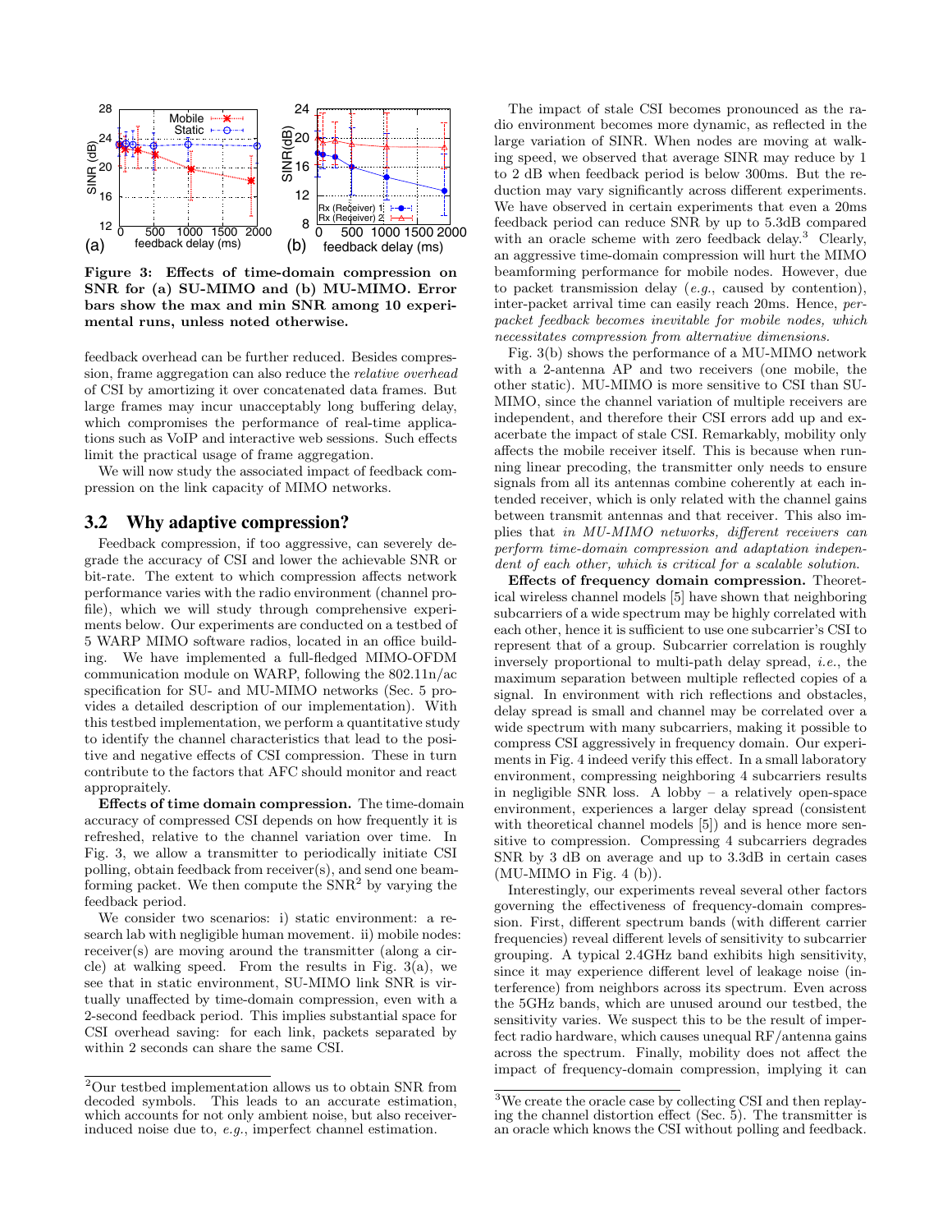Figure 3: Effects of time-domain compression on SNR for (a) SU-MIMO and (b) MU-MIMO. Error bars show the max and min SNR among 10 experimental runs, unless noted otherwise.

feedback overhead can be further reduced. Besides compression, frame aggregation can also reduce the *relative overhead* of CSI by amortizing it over concatenated data frames. But large frames may incur unacceptably long buffering delay, which compromises the performance of real-time applications such as VoIP and interactive web sessions. Such effects limit the practical usage of frame aggregation.

We will now study the associated impact of feedback compression on the link capacity of MIMO networks.

## 3.2 Why adaptive compression?

Feedback compression, if too aggressive, can severely degrade the accuracy of CSI and lower the achievable SNR or bit-rate. The extent to which compression affects network performance varies with the radio environment (channel profile), which we will study through comprehensive experiments below. Our experiments are conducted on a testbed of 5 WARP MIMO software radios, located in an office building. We have implemented a full-fledged MIMO-OFDM communication module on WARP, following the 802.11n/ac specification for SU- and MU-MIMO networks (Sec. 5 provides a detailed description of our implementation). With this testbed implementation, we perform a quantitative study to identify the channel characteristics that lead to the positive and negative effects of CSI compression. These in turn contribute to the factors that AFC should monitor and react appropriately.

**Effects of time domain compression.** The time-domain accuracy of compressed CSI depends on how frequently it is refreshed, relative to the channel variation over time. In Fig. 3, we allow a transmitter to periodically initiate CSI polling, obtain feedback from receiver(s), and send one beamforming packet. We then compute the SNR[2] by varying the feedback period.

We consider two scenarios: i) static environment: a research lab with negligible human movement. ii) mobile nodes: receiver(s) are moving around the transmitter (along a circle) at walking speed. From the results in Fig. 3(a), we see that in static environment, SU-MIMO link SNR is virtually unaffected by time-domain compression, even with a 2-second feedback period. This implies substantial space for CSI overhead saving: for each link, packets separated by within 2 seconds can share the same CSI.

The impact of stale CSI becomes pronounced as the radio environment becomes more dynamic, as reflected in the large variation of SINR. When nodes are moving at walking speed, we observed that average SINR may reduce by 1 to 2 dB when feedback period is below 300ms. But the reduction may vary significantly across different experiments. We have observed in certain experiments that even a 20ms feedback period can reduce SNR by up to 5.3dB compared with an oracle scheme with zero feedback delay.[3] Clearly, an aggressive time-domain compression will hurt the MIMO beamforming performance for mobile nodes. However, due to packet transmission delay (*e.g.*, caused by contention), inter-packet arrival time can easily reach 20ms. Hence, *per-packet feedback becomes inevitable for mobile nodes, which necessitates compression from alternative dimensions.*

Fig. 3(b) shows the performance of a MU-MIMO network with a 2-antenna AP and two receivers (one mobile, the other static). MU-MIMO is more sensitive to CSI than SU-MIMO, since the channel variation of multiple receivers are independent, and therefore their CSI errors add up and exacerbate the impact of stale CSI. Remarkably, mobility only affects the mobile receiver itself. This is because when running linear precoding, the transmitter only needs to ensure signals from all its antennas combine coherently at each intended receiver, which is only related with the channel gains between transmit antennas and that receiver. This also implies that *in MU-MIMO networks, different receivers can perform time-domain compression and adaptation independent of each other, which is critical for a scalable solution.*

**Effects of frequency domain compression.** Theoretical wireless channel models [5] have shown that neighboring subcarriers of a wide spectrum may be highly correlated with each other, hence it is sufficient to use one subcarrier's CSI to represent that of a group. Subcarrier correlation is roughly inversely proportional to multi-path delay spread, *i.e.*, the maximum separation between multiple reflected copies of a signal. In environment with rich reflections and obstacles, delay spread is small and channel may be correlated over a wide spectrum with many subcarriers, making it possible to compress CSI aggressively in frequency domain. Our experiments in Fig. 4 indeed verify this effect. In a small laboratory environment, compressing neighboring 4 subcarriers results in negligible SNR loss. A lobby – a relatively open-space environment, experiences a larger delay spread (consistent with theoretical channel models [5]) and is hence more sensitive to compression. Compressing 4 subcarriers degrades SNR by 3 dB on average and up to 3.3dB in certain cases (MU-MIMO in Fig. 4 (b)).

Interestingly, our experiments reveal several other factors governing the effectiveness of frequency-domain compression. First, different spectrum bands (with different carrier frequencies) reveal different levels of sensitivity to subcarrier grouping. A typical 2.4GHz band exhibits high sensitivity, since it may experience different level of leakage noise (interference) from neighbors across its spectrum. Even across the 5GHz bands, which are unused around our testbed, the sensitivity varies. We suspect this to be the result of imperfect radio hardware, which causes unequal RF/antenna gains across the spectrum. Finally, mobility does not affect the impact of frequency-domain compression, implying it can

---

[2] Our testbed implementation allows us to obtain SNR from decoded symbols. This leads to an accurate estimation, which accounts for not only ambient noise, but also receiver-induced noise due to, *e.g.*, imperfect channel estimation.

[3] We create the oracle case by collecting CSI and then replaying the channel distortion effect (Sec. 5). The transmitter is an oracle which knows the CSI without polling and feedback.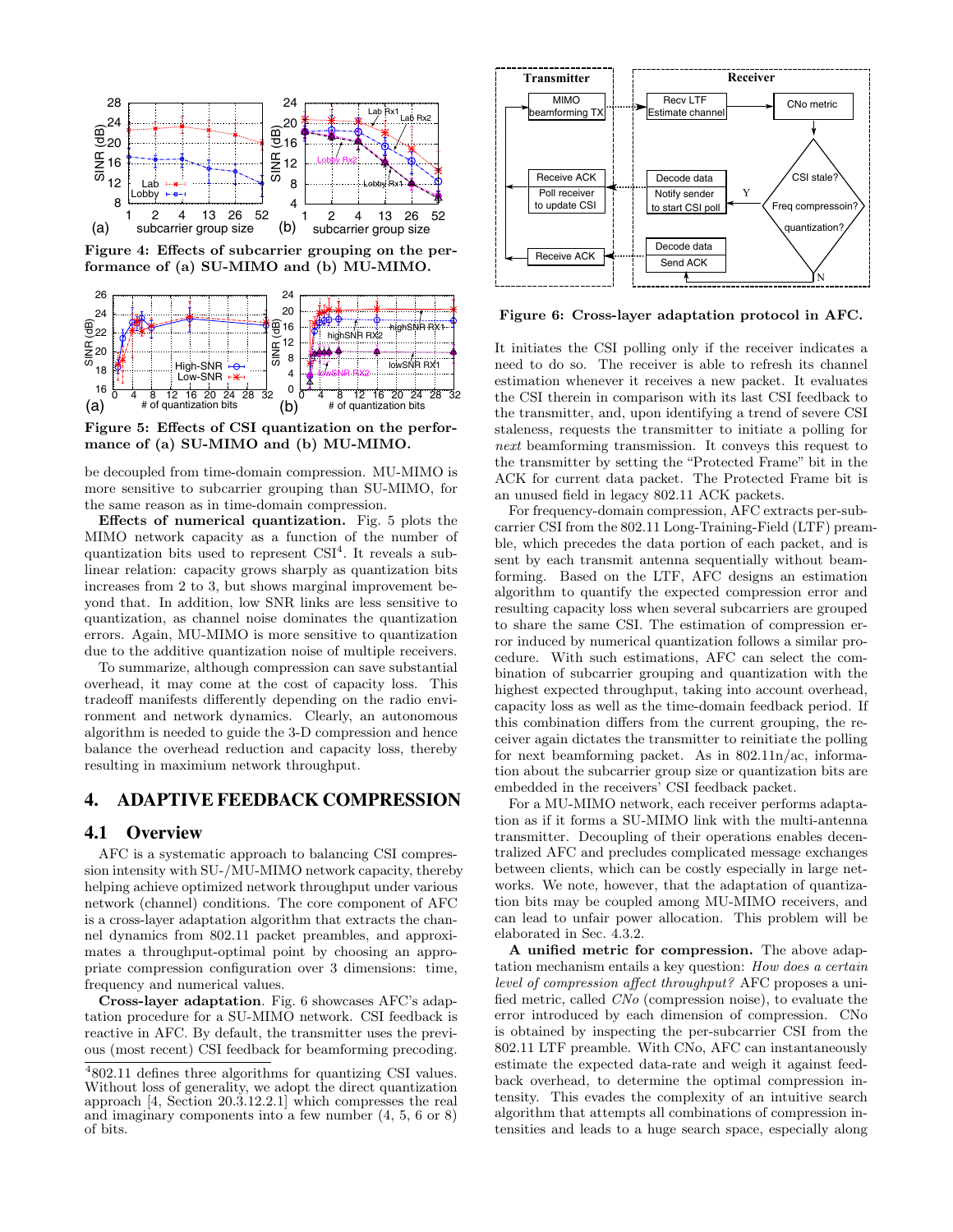Figure 4: Effects of subcarrier grouping on the performance of (a) SU-MIMO and (b) MU-MIMO.

Figure 5: Effects of CSI quantization on the performance of (a) SU-MIMO and (b) MU-MIMO.

be decoupled from time-domain compression. MU-MIMO is more sensitive to subcarrier grouping than SU-MIMO, for the same reason as in time-domain compression.

**Effects of numerical quantization.** Fig. 5 plots the MIMO network capacity as a function of the number of quantization bits used to represent CSI[4]. It reveals a sublinear relation: capacity grows sharply as quantization bits increases from 2 to 3, but shows marginal improvement beyond that. In addition, low SNR links are less sensitive to quantization, as channel noise dominates the quantization errors. Again, MU-MIMO is more sensitive to quantization due to the additive quantization noise of multiple receivers.

To summarize, although compression can save substantial overhead, it may come at the cost of capacity loss. This tradeoff manifests differently depending on the radio environment and network dynamics. Clearly, an autonomous algorithm is needed to guide the 3-D compression and hence balance the overhead reduction and capacity loss, thereby resulting in maximium network throughput.

# 4. ADAPTIVE FEEDBACK COMPRESSION

## 4.1 Overview

AFC is a systematic approach to balancing CSI compression intensity with SU-/MU-MIMO network capacity, thereby helping achieve optimized network throughput under various network (channel) conditions. The core component of AFC is a cross-layer adaptation algorithm that extracts the channel dynamics from 802.11 packet preambles, and approximates a throughput-optimal point by choosing an appropriate compression configuration over 3 dimensions: time, frequency and numerical values.

**Cross-layer adaptation**. Fig. 6 showcases AFC's adaptation procedure for a SU-MIMO network. CSI feedback is reactive in AFC. By default, the transmitter uses the previous (most recent) CSI feedback for beamforming precoding. It initiates the CSI polling only if the receiver indicates a need to do so. The receiver is able to refresh its channel estimation whenever it receives a new packet. It evaluates the CSI therein in comparison with its last CSI feedback to the transmitter, and, upon identifying a trend of severe CSI staleness, requests the transmitter to initiate a polling for *next* beamforming transmission. It conveys this request to the transmitter by setting the "Protected Frame" bit in the ACK for current data packet. The Protected Frame bit is an unused field in legacy 802.11 ACK packets.

[4] 802.11 defines three algorithms for quantizing CSI values. Without loss of generality, we adopt the direct quantization approach [4, Section 20.3.12.2.1] which compresses the real and imaginary components into a few number (4, 5, 6 or 8) of bits.

Figure 6: Cross-layer adaptation protocol in AFC.

For frequency-domain compression, AFC extracts per-subcarrier CSI from the 802.11 Long-Training-Field (LTF) preamble, which precedes the data portion of each packet, and is sent by each transmit antenna sequentially without beamforming. Based on the LTF, AFC designs an estimation algorithm to quantify the expected compression error and resulting capacity loss when several subcarriers are grouped to share the same CSI. The estimation of compression error induced by numerical quantization follows a similar procedure. With such estimations, AFC can select the combination of subcarrier grouping and quantization with the highest expected throughput, taking into account overhead, capacity loss as well as the time-domain feedback period. If this combination differs from the current grouping, the receiver again dictates the transmitter to reinitiate the polling for next beamforming packet. As in 802.11n/ac, information about the subcarrier group size or quantization bits are embedded in the receivers' CSI feedback packet.

For a MU-MIMO network, each receiver performs adaptation as if it forms a SU-MIMO link with the multi-antenna transmitter. Decoupling of their operations enables decentralized AFC and precludes complicated message exchanges between clients, which can be costly especially in large networks. We note, however, that the adaptation of quantization bits may be coupled among MU-MIMO receivers, and can lead to unfair power allocation. This problem will be elaborated in Sec. 4.3.2.

**A unified metric for compression.** The above adaptation mechanism entails a key question: *How does a certain level of compression affect throughput?* AFC proposes a unified metric, called *CNo* (compression noise), to evaluate the error introduced by each dimension of compression. CNo is obtained by inspecting the per-subcarrier CSI from the 802.11 LTF preamble. With CNo, AFC can instantaneously estimate the expected data-rate and weigh it against feedback overhead, to determine the optimal compression intensity. This evades the complexity of an intuitive search algorithm that attempts all combinations of compression intensities and leads to a huge search space, especially along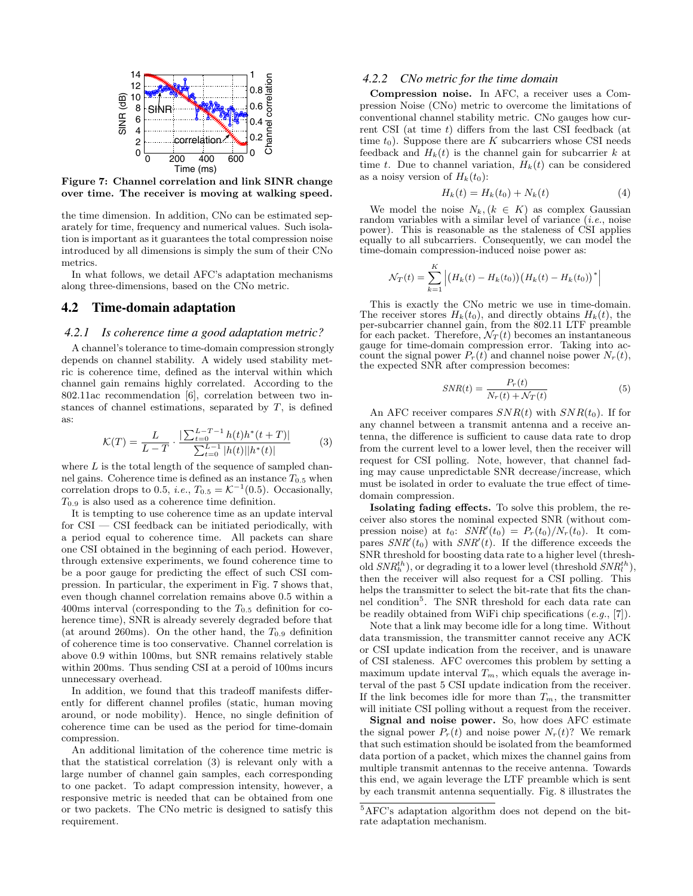Figure 7: Channel correlation and link SINR change over time. The receiver is moving at walking speed.

the time dimension. In addition, CNo can be estimated separately for time, frequency and numerical values. Such isolation is important as it guarantees the total compression noise introduced by all dimensions is simply the sum of their CNo metrics.

In what follows, we detail AFC's adaptation mechanisms along three-dimensions, based on the CNo metric.

## 4.2 Time-domain adaptation

### 4.2.1 *Is coherence time a good adaptation metric?*

A channel's tolerance to time-domain compression strongly depends on channel stability. A widely used stability metric is coherence time, defined as the interval within which channel gain remains highly correlated. According to the 802.11ac recommendation [6], correlation between two instances of channel estimations, separated by $T$, is defined as:

$$\mathcal{K}(T) = \frac{L}{L-T} \cdot \frac{|\sum_{t=0}^{L-T-1} h(t)h^*(t+T)|}{\sum_{t=0}^{L-1} |h(t)||h^*(t)|} \tag{3}$$

where $L$ is the total length of the sequence of sampled channel gains. Coherence time is defined as an instance $T_{0.5}$ when correlation drops to 0.5, *i.e.*, $T_{0.5} = \mathcal{K}^{-1}(0.5)$. Occasionally, $T_{0.9}$ is also used as a coherence time definition.

It is tempting to use coherence time as an update interval for CSI — CSI feedback can be initiated periodically, with a period equal to coherence time. All packets can share one CSI obtained in the beginning of each period. However, through extensive experiments, we found coherence time to be a poor gauge for predicting the effect of such CSI compression. In particular, the experiment in Fig. 7 shows that, even though channel correlation remains above 0.5 within a 400ms interval (corresponding to the $T_{0.5}$ definition for coherence time), SNR is already severely degraded before that (at around 260ms). On the other hand, the $T_{0.9}$ definition of coherence time is too conservative. Channel correlation is above 0.9 within 100ms, but SNR remains relatively stable within 200ms. Thus sending CSI at a peroid of 100ms incurs unnecessary overhead.

In addition, we found that this tradeoff manifests differently for different channel profiles (static, human moving around, or node mobility). Hence, no single definition of coherence time can be used as the period for time-domain compression.

An additional limitation of the coherence time metric is that the statistical correlation (3) is relevant only with a large number of channel gain samples, each corresponding to one packet. To adapt compression intensity, however, a responsive metric is needed that can be obtained from one or two packets. The CNo metric is designed to satisfy this requirement.

### 4.2.2 *CNo metric for the time domain*

**Compression noise.** In AFC, a receiver uses a Compression Noise (CNo) metric to overcome the limitations of conventional channel stability metric. CNo gauges how current CSI (at time $t$) differs from the last CSI feedback (at time $t_0$). Suppose there are $K$ subcarriers whose CSI needs feedback and $H_k(t)$ is the channel gain for subcarrier $k$ at time $t$. Due to channel variation, $H_k(t)$ can be considered as a noisy version of $H_k(t_0)$:

$$H_k(t) = H_k(t_0) + N_k(t) \tag{4}$$

We model the noise $N_k, (k \in K)$ as complex Gaussian random variables with a similar level of variance (*i.e.*, noise power). This is reasonable as the staleness of CSI applies equally to all subcarriers. Consequently, we can model the time-domain compression-induced noise power as:

$$\mathcal{N}_T(t) = \sum_{k=1}^{K} \left| \big(H_k(t) - H_k(t_0)\big)\big(H_k(t) - H_k(t_0)\big)^* \right|$$

This is exactly the CNo metric we use in time-domain. The receiver stores $H_k(t_0)$, and directly obtains $H_k(t)$, the per-subcarrier channel gain, from the 802.11 LTF preamble for each packet. Therefore, $\mathcal{N}_T(t)$ becomes an instantaneous gauge for time-domain compression error. Taking into account the signal power $P_r(t)$ and channel noise power $N_r(t)$, the expected SNR after compression becomes:

$$SNR(t) = \frac{P_r(t)}{N_r(t) + \mathcal{N}_T(t)} \tag{5}$$

An AFC receiver compares $SNR(t)$ with $SNR(t_0)$. If for any channel between a transmit antenna and a receive antenna, the difference is sufficient to cause data rate to drop from the current level to a lower level, then the receiver will request for CSI polling. Note, however, that channel fading may cause unpredictable SNR decrease/increase, which must be isolated in order to evaluate the true effect of time-domain compression.

**Isolating fading effects.** To solve this problem, the receiver also stores the nominal expected SNR (without compression noise) at $t_0$: $SNR'(t_0) = P_r(t_0)/N_r(t_0)$. It compares $SNR'(t_0)$ with $SNR'(t)$. If the difference exceeds the SNR threshold for boosting data rate to a higher level (threshold $SNR_h^{th}$), or degrading it to a lower level (threshold $SNR_l^{th}$), then the receiver will also request for a CSI polling. This helps the transmitter to select the bit-rate that fits the channel condition[5]. The SNR threshold for each data rate can be readily obtained from WiFi chip specifications (*e.g.*, [7]).

Note that a link may become idle for a long time. Without data transmission, the transmitter cannot receive any ACK or CSI update indication from the receiver, and is unaware of CSI staleness. AFC overcomes this problem by setting a maximum update interval $T_m$, which equals the average interval of the past 5 CSI update indication from the receiver. If the link becomes idle for more than $T_m$, the transmitter will initiate CSI polling without a request from the receiver.

**Signal and noise power.** So, how does AFC estimate the signal power $P_r(t)$ and noise power $N_r(t)$? We remark that such estimation should be isolated from the beamformed data portion of a packet, which mixes the channel gains from multiple transmit antennas to the receive antenna. Towards this end, we again leverage the LTF preamble which is sent by each transmit antenna sequentially. Fig. 8 illustrates the

[5] AFC's adaptation algorithm does not depend on the bit-rate adaptation mechanism.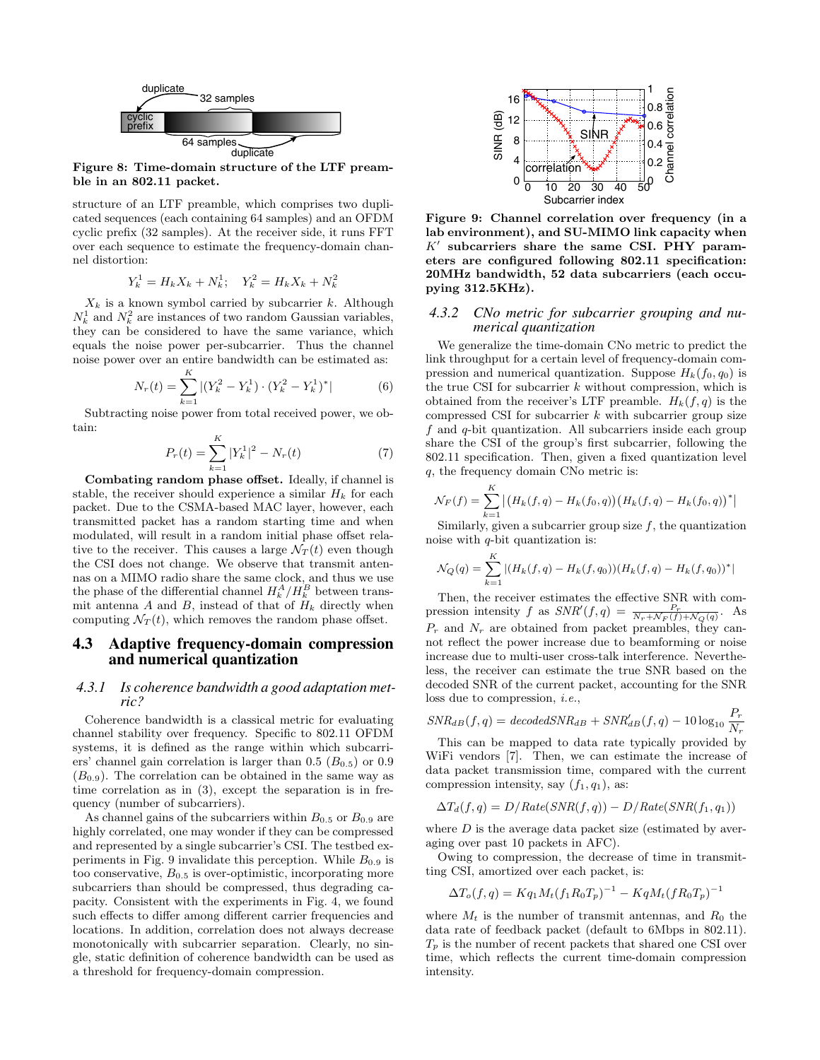Figure 8: Time-domain structure of the LTF preamble in an 802.11 packet.

structure of an LTF preamble, which comprises two duplicated sequences (each containing 64 samples) and an OFDM cyclic prefix (32 samples). At the receiver side, it runs FFT over each sequence to estimate the frequency-domain channel distortion:

$$Y_k^1 = H_k X_k + N_k^1; \quad Y_k^2 = H_k X_k + N_k^2$$

$X_k$ is a known symbol carried by subcarrier $k$. Although $N_k^1$ and $N_k^2$ are instances of two random Gaussian variables, they can be considered to have the same variance, which equals the noise power per-subcarrier. Thus the channel noise power over an entire bandwidth can be estimated as:

$$N_r(t) = \sum_{k=1}^{K} |(Y_k^2 - Y_k^1) \cdot (Y_k^2 - Y_k^1)^*| \tag{6}$$

Subtracting noise power from total received power, we obtain:

$$P_r(t) = \sum_{k=1}^{K} |Y_k^1|^2 - N_r(t) \tag{7}$$

**Combating random phase offset.** Ideally, if channel is stable, the receiver should experience a similar $H_k$ for each packet. Due to the CSMA-based MAC layer, however, each transmitted packet has a random starting time and when modulated, will result in a random initial phase offset relative to the receiver. This causes a large $\mathcal{N}_T(t)$ even though the CSI does not change. We observe that transmit antennas on a MIMO radio share the same clock, and thus we use the phase of the differential channel $H_k^A/H_k^B$ between transmit antenna $A$ and $B$, instead of that of $H_k$ directly when computing $\mathcal{N}_T(t)$, which removes the random phase offset.

## 4.3 Adaptive frequency-domain compression and numerical quantization

### 4.3.1 *Is coherence bandwidth a good adaptation metric?*

Coherence bandwidth is a classical metric for evaluating channel stability over frequency. Specific to 802.11 OFDM systems, it is defined as the range within which subcarriers' channel gain correlation is larger than 0.5 ($B_{0.5}$) or 0.9 ($B_{0.9}$). The correlation can be obtained in the same way as time correlation as in (3), except the separation is in frequency (number of subcarriers).

As channel gains of the subcarriers within $B_{0.5}$ or $B_{0.9}$ are highly correlated, one may wonder if they can be compressed and represented by a single subcarrier's CSI. The testbed experiments in Fig. 9 invalidate this perception. While $B_{0.9}$ is too conservative, $B_{0.5}$ is over-optimistic, incorporating more subcarriers than should be compressed, thus degrading capacity. Consistent with the experiments in Fig. 4, we found such effects to differ among different carrier frequencies and locations. In addition, correlation does not always decrease monotonically with subcarrier separation. Clearly, no single, static definition of coherence bandwidth can be used as a threshold for frequency-domain compression.

Figure 9: Channel correlation over frequency (in a lab environment), and SU-MIMO link capacity when $K'$ subcarriers share the same CSI. PHY parameters are configured following 802.11 specification: 20MHz bandwidth, 52 data subcarriers (each occupying 312.5KHz).

### 4.3.2 *CNo metric for subcarrier grouping and numerical quantization*

We generalize the time-domain CNo metric to predict the link throughput for a certain level of frequency-domain compression and numerical quantization. Suppose $H_k(f_0, q_0)$ is the true CSI for subcarrier $k$ without compression, which is obtained from the receiver's LTF preamble. $H_k(f, q)$ is the compressed CSI for subcarrier $k$ with subcarrier group size $f$ and $q$-bit quantization. All subcarriers inside each group share the CSI of the group's first subcarrier, following the 802.11 specification. Then, given a fixed quantization level $q$, the frequency domain CNo metric is:

$$\mathcal{N}_F(f) = \sum_{k=1}^{K} \left| \left(H_k(f,q) - H_k(f_0,q)\right)\left(H_k(f,q) - H_k(f_0,q)\right)^* \right|$$

Similarly, given a subcarrier group size $f$, the quantization noise with $q$-bit quantization is:

$$\mathcal{N}_Q(q) = \sum_{k=1}^{K} |(H_k(f,q) - H_k(f,q_0))(H_k(f,q) - H_k(f,q_0))^*|$$

Then, the receiver estimates the effective SNR with compression intensity $f$ as $SNR'(f,q) = \frac{P_r}{N_r + \mathcal{N}_F(f) + \mathcal{N}_Q(q)}$. As $P_r$ and $N_r$ are obtained from packet preambles, they cannot reflect the power increase due to beamforming or noise increase due to multi-user cross-talk interference. Nevertheless, the receiver can estimate the true SNR based on the decoded SNR of the current packet, accounting for the SNR loss due to compression, *i.e.*,

$$SNR_{dB}(f,q) = decodedSNR_{dB} + SNR'_{dB}(f,q) - 10\log_{10}\frac{P_r}{N_r}$$

This can be mapped to data rate typically provided by WiFi vendors [7]. Then, we can estimate the increase of data packet transmission time, compared with the current compression intensity, say $(f_1, q_1)$, as:

$$\Delta T_d(f,q) = D/Rate(SNR(f,q)) - D/Rate(SNR(f_1,q_1))$$

where $D$ is the average data packet size (estimated by averaging over past 10 packets in AFC).

Owing to compression, the decrease of time in transmitting CSI, amortized over each packet, is:

$$\Delta T_o(f,q) = Kq_1 M_t (f_1 R_0 T_p)^{-1} - KqM_t(fR_0T_p)^{-1}$$

where $M_t$ is the number of transmit antennas, and $R_0$ the data rate of feedback packet (default to 6Mbps in 802.11). $T_p$ is the number of recent packets that shared one CSI over time, which reflects the current time-domain compression intensity.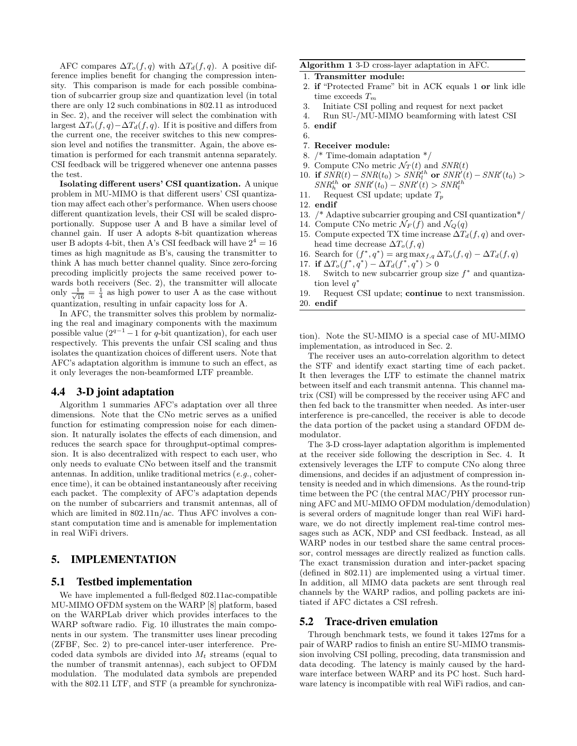AFC compares $\Delta T_o(f, q)$ with $\Delta T_d(f, q)$. A positive difference implies benefit for changing the compression intensity. This comparison is made for each possible combination of subcarrier group size and quantization level (in total there are only 12 such combinations in 802.11 as introduced in Sec. 2), and the receiver will select the combination with largest $\Delta T_o(f, q) - \Delta T_d(f, q)$. If it is positive and differs from the current one, the receiver switches to this new compression level and notifies the transmitter. Again, the above estimation is performed for each transmit antenna separately. CSI feedback will be triggered whenever one antenna passes the test.

**Isolating different users' CSI quantization.** A unique problem in MU-MIMO is that different users' CSI quantization may affect each other's performance. When users choose different quantization levels, their CSI will be scaled disproportionally. Suppose user A and B have a similar level of channel gain. If user A adopts 8-bit quantization whereas user B adopts 4-bit, then A's CSI feedback will have $2^4 = 16$ times as high magnitude as B's, causing the transmitter to think A has much better channel quality. Since zero-forcing precoding implicitly projects the same received power towards both receivers (Sec. 2), the transmitter will allocate only $\frac{1}{\sqrt{16}} = \frac{1}{4}$ as high power to user A as the case without quantization, resulting in unfair capacity loss for A.

In AFC, the transmitter solves this problem by normalizing the real and imaginary components with the maximum possible value ($2^{q-1} - 1$ for $q$-bit quantization), for each user respectively. This prevents the unfair CSI scaling and thus isolates the quantization choices of different users. Note that AFC's adaptation algorithm is immune to such an effect, as it only leverages the non-beamformed LTF preamble.

### 4.4 3-D joint adaptation

Algorithm 1 summaries AFC's adaptation over all three dimensions. Note that the CNo metric serves as a unified function for estimating compression noise for each dimension. It naturally isolates the effects of each dimension, and reduces the search space for throughput-optimal compression. It is also decentralized with respect to each user, who only needs to evaluate CNo between itself and the transmit antennas. In addition, unlike traditional metrics (*e.g.*, coherence time), it can be obtained instantaneously after receiving each packet. The complexity of AFC's adaptation depends on the number of subcarriers and transmit antennas, all of which are limited in 802.11n/ac. Thus AFC involves a constant computation time and is amenable for implementation in real WiFi drivers.

**Algorithm 1** 3-D cross-layer adaptation in AFC.

```
1.  Transmitter module:
2.  if "Protected Frame" bit in ACK equals 1 or link idle
    time exceeds T_m
3.    Initiate CSI polling and request for next packet
4.    Run SU-/MU-MIMO beamforming with latest CSI
5.  endif
6.
7.  Receiver module:
8.  /* Time-domain adaptation */
9.  Compute CNo metric N_T(t) and SNR(t)
10. if SNR(t) - SNR(t_0) > SNR_l^th or SNR'(t) - SNR'(t_0) >
    SNR_h^th or SNR'(t_0) - SNR'(t) > SNR_l^th
11.   Request CSI update; update T_p
12. endif
13. /* Adaptive subcarrier grouping and CSI quantization*/
14. Compute CNo metric N_F(f) and N_Q(q)
15. Compute expected TX time increase ΔT_d(f,q) and over-
    head time decrease ΔT_o(f,q)
16. Search for (f*, q*) = arg max_{f,q} ΔT_o(f,q) - ΔT_d(f,q)
17. if ΔT_o(f*, q*) - ΔT_d(f*, q*) > 0
18.   Switch to new subcarrier group size f* and quantiza-
      tion level q*
19.   Request CSI update; continue to next transmission.
20. endif
```

## 5. IMPLEMENTATION

### 5.1 Testbed implementation

We have implemented a full-fledged 802.11ac-compatible MU-MIMO OFDM system on the WARP [8] platform, based on the WARPLab driver which provides interfaces to the WARP software radio. Fig. 10 illustrates the main components in our system. The transmitter uses linear precoding (ZFBF, Sec. 2) to pre-cancel inter-user interference. Precoded data symbols are divided into $M_t$ streams (equal to the number of transmit antennas), each subject to OFDM modulation. The modulated data symbols are prepended with the 802.11 LTF, and STF (a preamble for synchronization). Note the SU-MIMO is a special case of MU-MIMO implementation, as introduced in Sec. 2.

The receiver uses an auto-correlation algorithm to detect the STF and identify exact starting time of each packet. It then leverages the LTF to estimate the channel matrix between itself and each transmit antenna. This channel matrix (CSI) will be compressed by the receiver using AFC and then fed back to the transmitter when needed. As inter-user interference is pre-cancelled, the receiver is able to decode the data portion of the packet using a standard OFDM demodulator.

The 3-D cross-layer adaptation algorithm is implemented at the receiver side following the description in Sec. 4. It extensively leverages the LTF to compute CNo along three dimensions, and decides if an adjustment of compression intensity is needed and in which dimensions. As the round-trip time between the PC (the central MAC/PHY processor running AFC and MU-MIMO OFDM modulation/demodulation) is several orders of magnitude longer than real WiFi hardware, we do not directly implement real-time control messages such as ACK, NDP and CSI feedback. Instead, as all WARP nodes in our testbed share the same central processor, control messages are directly realized as function calls. The exact transmission duration and inter-packet spacing (defined in 802.11) are implemented using a virtual timer. In addition, all MIMO data packets are sent through real channels by the WARP radios, and polling packets are initiated if AFC dictates a CSI refresh.

### 5.2 Trace-driven emulation

Through benchmark tests, we found it takes 127ms for a pair of WARP radios to finish an entire SU-MIMO transmission involving CSI polling, precoding, data transmission and data decoding. The latency is mainly caused by the hardware interface between WARP and its PC host. Such hardware latency is incompatible with real WiFi radios, and can-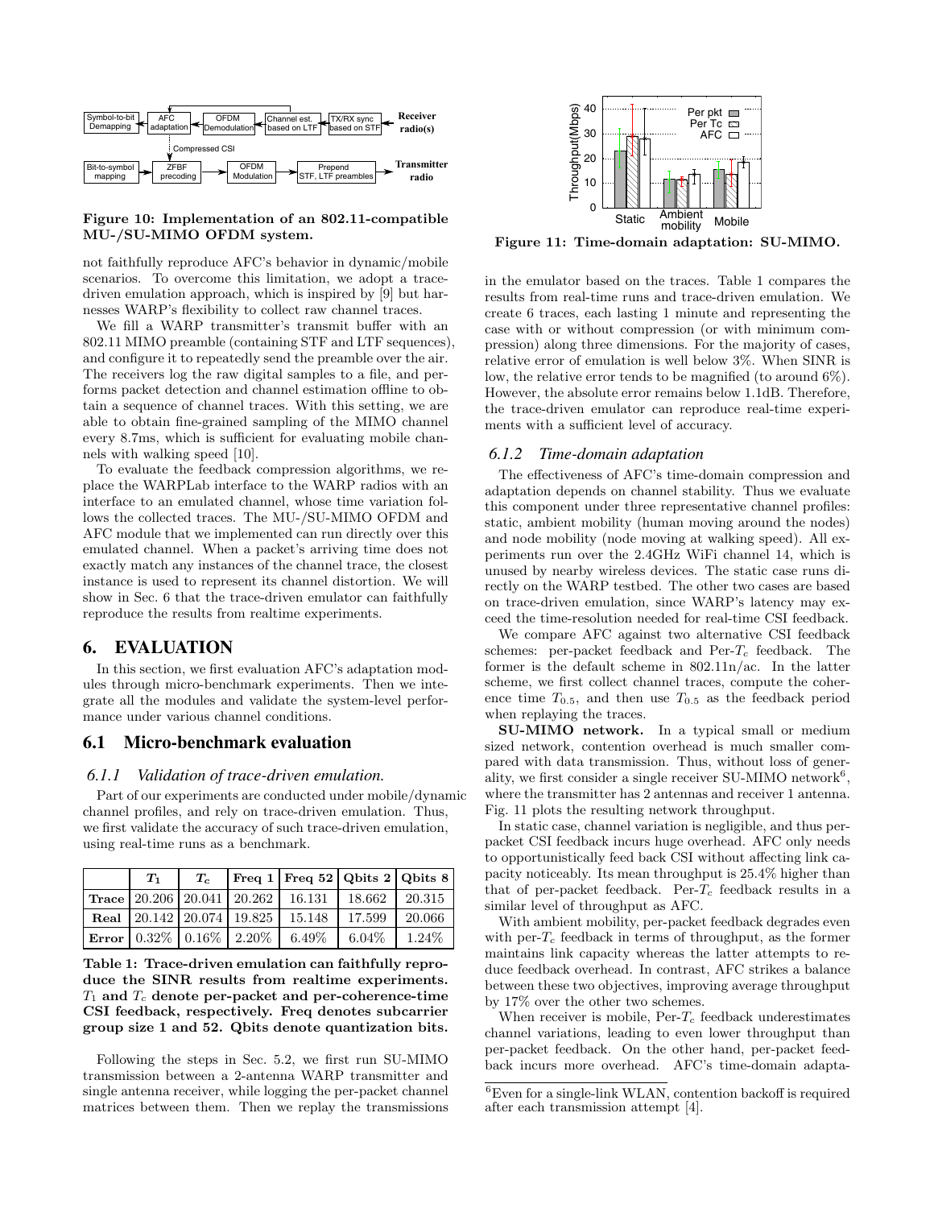Figure 10: Implementation of an 802.11-compatible MU-/SU-MIMO OFDM system.

not faithfully reproduce AFC's behavior in dynamic/mobile scenarios. To overcome this limitation, we adopt a trace-driven emulation approach, which is inspired by [9] but harnesses WARP's flexibility to collect raw channel traces.

We fill a WARP transmitter's transmit buffer with an 802.11 MIMO preamble (containing STF and LTF sequences), and configure it to repeatedly send the preamble over the air. The receivers log the raw digital samples to a file, and performs packet detection and channel estimation offline to obtain a sequence of channel traces. With this setting, we are able to obtain fine-grained sampling of the MIMO channel every 8.7ms, which is sufficient for evaluating mobile channels with walking speed [10].

To evaluate the feedback compression algorithms, we replace the WARPLab interface to the WARP radios with an interface to an emulated channel, whose time variation follows the collected traces. The MU-/SU-MIMO OFDM and AFC module that we implemented can run directly over this emulated channel. When a packet's arriving time does not exactly match any instances of the channel trace, the closest instance is used to represent its channel distortion. We will show in Sec. 6 that the trace-driven emulator can faithfully reproduce the results from realtime experiments.

# 6. EVALUATION

In this section, we first evaluation AFC's adaptation modules through micro-benchmark experiments. Then we integrate all the modules and validate the system-level performance under various channel conditions.

## 6.1 Micro-benchmark evaluation

### *6.1.1 Validation of trace-driven emulation.*

Part of our experiments are conducted under mobile/dynamic channel profiles, and rely on trace-driven emulation. Thus, we first validate the accuracy of such trace-driven emulation, using real-time runs as a benchmark.

| | $T_1$ | $T_c$ | Freq 1 | Freq 52 | Qbits 2 | Qbits 8 |
|---|---|---|---|---|---|---|
| **Trace** | 20.206 | 20.041 | 20.262 | 16.131 | 18.662 | 20.315 |
| **Real** | 20.142 | 20.074 | 19.825 | 15.148 | 17.599 | 20.066 |
| **Error** | 0.32% | 0.16% | 2.20% | 6.49% | 6.04% | 1.24% |

Table 1: Trace-driven emulation can faithfully reproduce the SINR results from realtime experiments. $T_1$ and $T_c$ denote per-packet and per-coherence-time CSI feedback, respectively. Freq denotes subcarrier group size 1 and 52. Qbits denote quantization bits.

Following the steps in Sec. 5.2, we first run SU-MIMO transmission between a 2-antenna WARP transmitter and single antenna receiver, while logging the per-packet channel matrices between them. Then we replay the transmissions in the emulator based on the traces. Table 1 compares the results from real-time runs and trace-driven emulation. We create 6 traces, each lasting 1 minute and representing the case with or without compression (or with minimum compression) along three dimensions. For the majority of cases, relative error of emulation is well below 3%. When SINR is low, the relative error tends to be magnified (to around 6%). However, the absolute error remains below 1.1dB. Therefore, the trace-driven emulator can reproduce real-time experiments with a sufficient level of accuracy.

Figure 11: Time-domain adaptation: SU-MIMO.

### *6.1.2 Time-domain adaptation*

The effectiveness of AFC's time-domain compression and adaptation depends on channel stability. Thus we evaluate this component under three representative channel profiles: static, ambient mobility (human moving around the nodes) and node mobility (node moving at walking speed). All experiments run over the 2.4GHz WiFi channel 14, which is unused by nearby wireless devices. The static case runs directly on the WARP testbed. The other two cases are based on trace-driven emulation, since WARP's latency may exceed the time-resolution needed for real-time CSI feedback.

We compare AFC against two alternative CSI feedback schemes: per-packet feedback and Per-$T_c$ feedback. The former is the default scheme in 802.11n/ac. In the latter scheme, we first collect channel traces, compute the coherence time $T_{0.5}$, and then use $T_{0.5}$ as the feedback period when replaying the traces.

**SU-MIMO network.** In a typical small or medium sized network, contention overhead is much smaller compared with data transmission. Thus, without loss of generality, we first consider a single receiver SU-MIMO network[6], where the transmitter has 2 antennas and receiver 1 antenna. Fig. 11 plots the resulting network throughput.

In static case, channel variation is negligible, and thus per-packet CSI feedback incurs huge overhead. AFC only needs to opportunistically feed back CSI without affecting link capacity noticeably. Its mean throughput is 25.4% higher than that of per-packet feedback. Per-$T_c$ feedback results in a similar level of throughput as AFC.

With ambient mobility, per-packet feedback degrades even with per-$T_c$ feedback in terms of throughput, as the former maintains link capacity whereas the latter attempts to reduce feedback overhead. In contrast, AFC strikes a balance between these two objectives, improving average throughput by 17% over the other two schemes.

When receiver is mobile, Per-$T_c$ feedback underestimates channel variations, leading to even lower throughput than per-packet feedback. On the other hand, per-packet feedback incurs more overhead. AFC's time-domain adapta-

[6] Even for a single-link WLAN, contention backoff is required after each transmission attempt [4].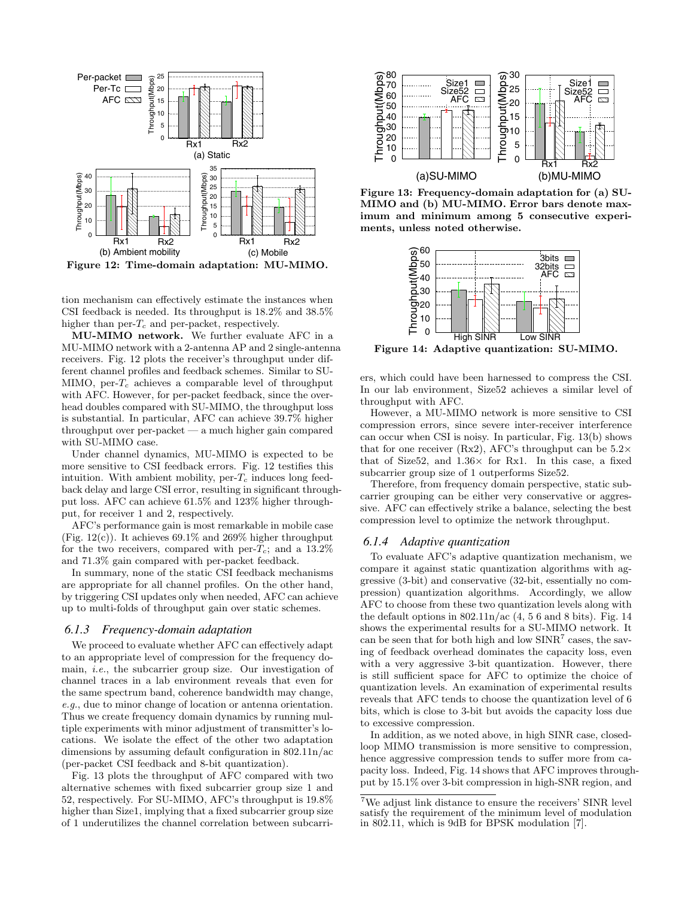Figure 12: Time-domain adaptation: MU-MIMO.

tion mechanism can effectively estimate the instances when CSI feedback is needed. Its throughput is 18.2% and 38.5% higher than per-$T_c$ and per-packet, respectively.

**MU-MIMO network.** We further evaluate AFC in a MU-MIMO network with a 2-antenna AP and 2 single-antenna receivers. Fig. 12 plots the receiver's throughput under different channel profiles and feedback schemes. Similar to SU-MIMO, per-$T_c$ achieves a comparable level of throughput with AFC. However, for per-packet feedback, since the overhead doubles compared with SU-MIMO, the throughput loss is substantial. In particular, AFC can achieve 39.7% higher throughput over per-packet — a much higher gain compared with SU-MIMO case.

Under channel dynamics, MU-MIMO is expected to be more sensitive to CSI feedback errors. Fig. 12 testifies this intuition. With ambient mobility, per-$T_c$ induces long feedback delay and large CSI error, resulting in significant throughput loss. AFC can achieve 61.5% and 123% higher throughput, for receiver 1 and 2, respectively.

AFC's performance gain is most remarkable in mobile case (Fig. 12(c)). It achieves 69.1% and 269% higher throughput for the two receivers, compared with per-$T_c$; and a 13.2% and 71.3% gain compared with per-packet feedback.

In summary, none of the static CSI feedback mechanisms are appropriate for all channel profiles. On the other hand, by triggering CSI updates only when needed, AFC can achieve up to multi-folds of throughput gain over static schemes.

### 6.1.3 Frequency-domain adaptation

We proceed to evaluate whether AFC can effectively adapt to an appropriate level of compression for the frequency domain, *i.e.*, the subcarrier group size. Our investigation of channel traces in a lab environment reveals that even for the same spectrum band, coherence bandwidth may change, *e.g.*, due to minor change of location or antenna orientation. Thus we create frequency domain dynamics by running multiple experiments with minor adjustment of transmitter's locations. We isolate the effect of the other two adaptation dimensions by assuming default configuration in 802.11n/ac (per-packet CSI feedback and 8-bit quantization).

Fig. 13 plots the throughput of AFC compared with two alternative schemes with fixed subcarrier group size 1 and 52, respectively. For SU-MIMO, AFC's throughput is 19.8% higher than Size1, implying that a fixed subcarrier group size of 1 underutilizes the channel correlation between subcarriers, which could have been harnessed to compress the CSI. In our lab environment, Size52 achieves a similar level of throughput with AFC.

Figure 13: Frequency-domain adaptation for (a) SU-MIMO and (b) MU-MIMO. Error bars denote maximum and minimum among 5 consecutive experiments, unless noted otherwise.

Figure 14: Adaptive quantization: SU-MIMO.

However, a MU-MIMO network is more sensitive to CSI compression errors, since severe inter-receiver interference can occur when CSI is noisy. In particular, Fig. 13(b) shows that for one receiver (Rx2), AFC's throughput can be 5.2× that of Size52, and 1.36× for Rx1. In this case, a fixed subcarrier group size of 1 outperforms Size52.

Therefore, from frequency domain perspective, static subcarrier grouping can be either very conservative or aggressive. AFC can effectively strike a balance, selecting the best compression level to optimize the network throughput.

### 6.1.4 Adaptive quantization

To evaluate AFC's adaptive quantization mechanism, we compare it against static quantization algorithms with aggressive (3-bit) and conservative (32-bit, essentially no compression) quantization algorithms. Accordingly, we allow AFC to choose from these two quantization levels along with the default options in 802.11n/ac (4, 5 6 and 8 bits). Fig. 14 shows the experimental results for a SU-MIMO network. It can be seen that for both high and low SINR[7] cases, the saving of feedback overhead dominates the capacity loss, even with a very aggressive 3-bit quantization. However, there is still sufficient space for AFC to optimize the choice of quantization levels. An examination of experimental results reveals that AFC tends to choose the quantization level of 6 bits, which is close to 3-bit but avoids the capacity loss due to excessive compression.

In addition, as we noted above, in high SINR case, closed-loop MIMO transmission is more sensitive to compression, hence aggressive compression tends to suffer more from capacity loss. Indeed, Fig. 14 shows that AFC improves throughput by 15.1% over 3-bit compression in high-SNR region, and

[7] We adjust link distance to ensure the receivers' SINR level satisfy the requirement of the minimum level of modulation in 802.11, which is 9dB for BPSK modulation [7].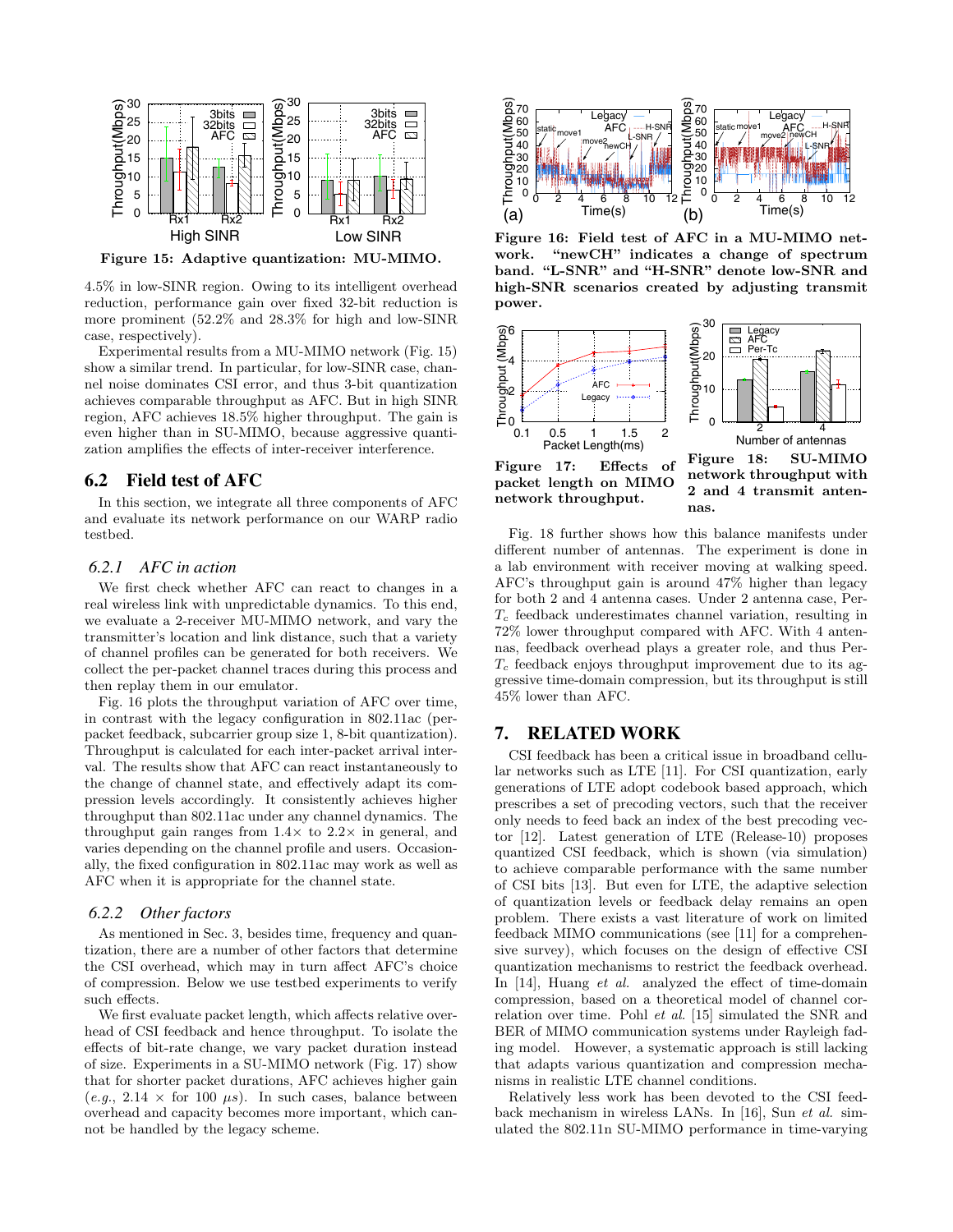Figure 15: Adaptive quantization: MU-MIMO.

4.5% in low-SINR region. Owing to its intelligent overhead reduction, performance gain over fixed 32-bit reduction is more prominent (52.2% and 28.3% for high and low-SINR case, respectively).

Experimental results from a MU-MIMO network (Fig. 15) show a similar trend. In particular, for low-SINR case, channel noise dominates CSI error, and thus 3-bit quantization achieves comparable throughput as AFC. But in high SINR region, AFC achieves 18.5% higher throughput. The gain is even higher than in SU-MIMO, because aggressive quantization amplifies the effects of inter-receiver interference.

## 6.2 Field test of AFC

In this section, we integrate all three components of AFC and evaluate its network performance on our WARP radio testbed.

### 6.2.1 AFC in action

We first check whether AFC can react to changes in a real wireless link with unpredictable dynamics. To this end, we evaluate a 2-receiver MU-MIMO network, and vary the transmitter's location and link distance, such that a variety of channel profiles can be generated for both receivers. We collect the per-packet channel traces during this process and then replay them in our emulator.

Fig. 16 plots the throughput variation of AFC over time, in contrast with the legacy configuration in 802.11ac (per-packet feedback, subcarrier group size 1, 8-bit quantization). Throughput is calculated for each inter-packet arrival interval. The results show that AFC can react instantaneously to the change of channel state, and effectively adapt its compression levels accordingly. It consistently achieves higher throughput than 802.11ac under any channel dynamics. The throughput gain ranges from 1.4× to 2.2× in general, and varies depending on the channel profile and users. Occasionally, the fixed configuration in 802.11ac may work as well as AFC when it is appropriate for the channel state.

### 6.2.2 Other factors

As mentioned in Sec. 3, besides time, frequency and quantization, there are a number of other factors that determine the CSI overhead, which may in turn affect AFC's choice of compression. Below we use testbed experiments to verify such effects.

We first evaluate packet length, which affects relative overhead of CSI feedback and hence throughput. To isolate the effects of bit-rate change, we vary packet duration instead of size. Experiments in a SU-MIMO network (Fig. 17) show that for shorter packet durations, AFC achieves higher gain (*e.g.*, 2.14 × for 100 $\mu s$). In such cases, balance between overhead and capacity becomes more important, which cannot be handled by the legacy scheme.

Figure 16: Field test of AFC in a MU-MIMO network. "newCH" indicates a change of spectrum band. "L-SNR" and "H-SNR" denote low-SNR and high-SNR scenarios created by adjusting transmit power.

Figure 17: Effects of packet length on MIMO network throughput.

Figure 18: SU-MIMO network throughput with 2 and 4 transmit antennas.

Fig. 18 further shows how this balance manifests under different number of antennas. The experiment is done in a lab environment with receiver moving at walking speed. AFC's throughput gain is around 47% higher than legacy for both 2 and 4 antenna cases. Under 2 antenna case, Per-$T_c$ feedback underestimates channel variation, resulting in 72% lower throughput compared with AFC. With 4 antennas, feedback overhead plays a greater role, and thus Per-$T_c$ feedback enjoys throughput improvement due to its aggressive time-domain compression, but its throughput is still 45% lower than AFC.

## 7. RELATED WORK

CSI feedback has been a critical issue in broadband cellular networks such as LTE [11]. For CSI quantization, early generations of LTE adopt codebook based approach, which prescribes a set of precoding vectors, such that the receiver only needs to feed back an index of the best precoding vector [12]. Latest generation of LTE (Release-10) proposes quantized CSI feedback, which is shown (via simulation) to achieve comparable performance with the same number of CSI bits [13]. But even for LTE, the adaptive selection of quantization levels or feedback delay remains an open problem. There exists a vast literature of work on limited feedback MIMO communications (see [11] for a comprehensive survey), which focuses on the design of effective CSI quantization mechanisms to restrict the feedback overhead. In [14], Huang *et al.* analyzed the effect of time-domain compression, based on a theoretical model of channel correlation over time. Pohl *et al.* [15] simulated the SNR and BER of MIMO communication systems under Rayleigh fading model. However, a systematic approach is still lacking that adapts various quantization and compression mechanisms in realistic LTE channel conditions.

Relatively less work has been devoted to the CSI feedback mechanism in wireless LANs. In [16], Sun *et al.* simulated the 802.11n SU-MIMO performance in time-varying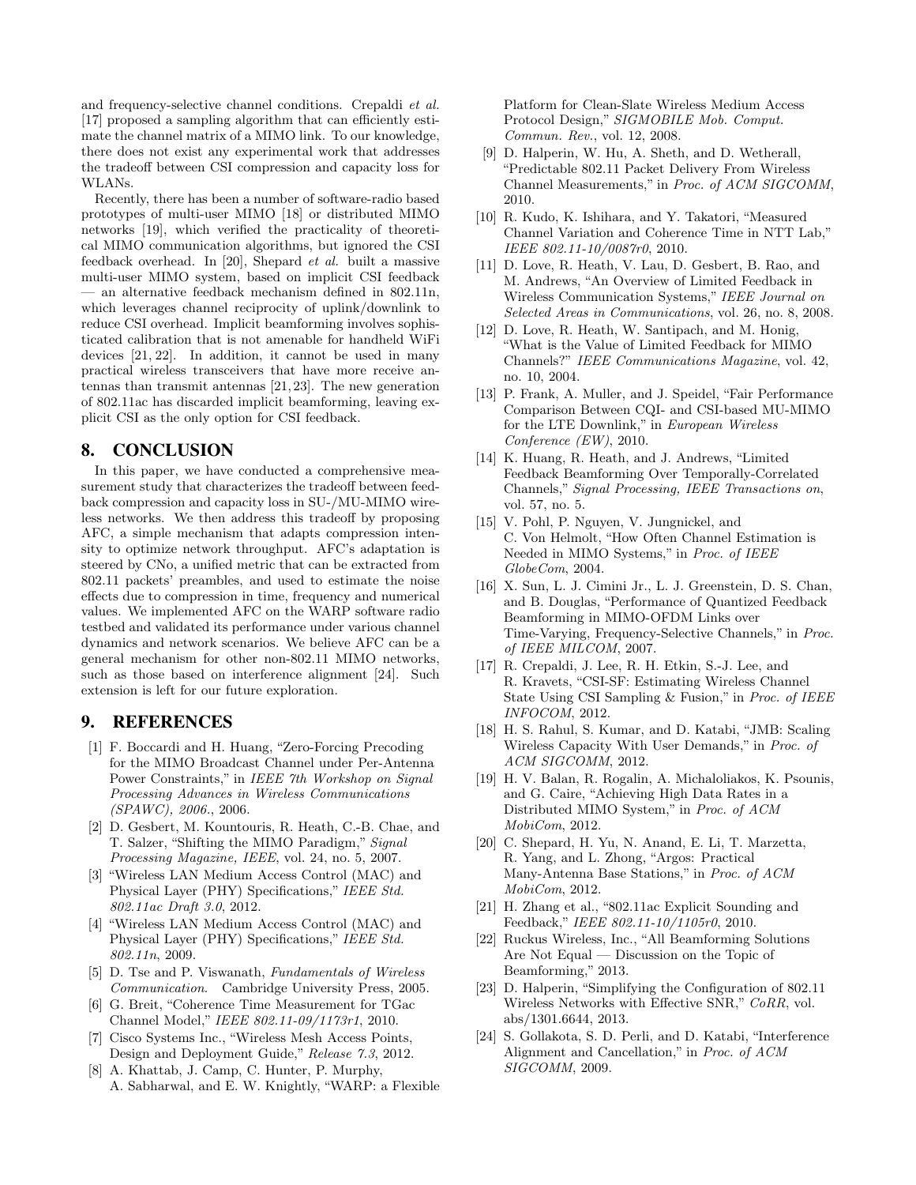and frequency-selective channel conditions. Crepaldi *et al.* [17] proposed a sampling algorithm that can efficiently estimate the channel matrix of a MIMO link. To our knowledge, there does not exist any experimental work that addresses the tradeoff between CSI compression and capacity loss for WLANs.

Recently, there has been a number of software-radio based prototypes of multi-user MIMO [18] or distributed MIMO networks [19], which verified the practicality of theoretical MIMO communication algorithms, but ignored the CSI feedback overhead. In [20], Shepard *et al.* built a massive multi-user MIMO system, based on implicit CSI feedback — an alternative feedback mechanism defined in 802.11n, which leverages channel reciprocity of uplink/downlink to reduce CSI overhead. Implicit beamforming involves sophisticated calibration that is not amenable for handheld WiFi devices [21, 22]. In addition, it cannot be used in many practical wireless transceivers that have more receive antennas than transmit antennas [21, 23]. The new generation of 802.11ac has discarded implicit beamforming, leaving explicit CSI as the only option for CSI feedback.

## 8. CONCLUSION

In this paper, we have conducted a comprehensive measurement study that characterizes the tradeoff between feedback compression and capacity loss in SU-/MU-MIMO wireless networks. We then address this tradeoff by proposing AFC, a simple mechanism that adapts compression intensity to optimize network throughput. AFC's adaptation is steered by CNo, a unified metric that can be extracted from 802.11 packets' preambles, and used to estimate the noise effects due to compression in time, frequency and numerical values. We implemented AFC on the WARP software radio testbed and validated its performance under various channel dynamics and network scenarios. We believe AFC can be a general mechanism for other non-802.11 MIMO networks, such as those based on interference alignment [24]. Such extension is left for our future exploration.

## 9. REFERENCES

[1] F. Boccardi and H. Huang, "Zero-Forcing Precoding for the MIMO Broadcast Channel under Per-Antenna Power Constraints," in *IEEE 7th Workshop on Signal Processing Advances in Wireless Communications (SPAWC), 2006.*, 2006.

[2] D. Gesbert, M. Kountouris, R. Heath, C.-B. Chae, and T. Salzer, "Shifting the MIMO Paradigm," *Signal Processing Magazine, IEEE*, vol. 24, no. 5, 2007.

[3] "Wireless LAN Medium Access Control (MAC) and Physical Layer (PHY) Specifications," *IEEE Std. 802.11ac Draft 3.0*, 2012.

[4] "Wireless LAN Medium Access Control (MAC) and Physical Layer (PHY) Specifications," *IEEE Std. 802.11n*, 2009.

[5] D. Tse and P. Viswanath, *Fundamentals of Wireless Communication*. Cambridge University Press, 2005.

[6] G. Breit, "Coherence Time Measurement for TGac Channel Model," *IEEE 802.11-09/1173r1*, 2010.

[7] Cisco Systems Inc., "Wireless Mesh Access Points, Design and Deployment Guide," *Release 7.3*, 2012.

[8] A. Khattab, J. Camp, C. Hunter, P. Murphy, A. Sabharwal, and E. W. Knightly, "WARP: a Flexible Platform for Clean-Slate Wireless Medium Access Protocol Design," *SIGMOBILE Mob. Comput. Commun. Rev.*, vol. 12, 2008.

[9] D. Halperin, W. Hu, A. Sheth, and D. Wetherall, "Predictable 802.11 Packet Delivery From Wireless Channel Measurements," in *Proc. of ACM SIGCOMM*, 2010.

[10] R. Kudo, K. Ishihara, and Y. Takatori, "Measured Channel Variation and Coherence Time in NTT Lab," *IEEE 802.11-10/0087r0*, 2010.

[11] D. Love, R. Heath, V. Lau, D. Gesbert, B. Rao, and M. Andrews, "An Overview of Limited Feedback in Wireless Communication Systems," *IEEE Journal on Selected Areas in Communications*, vol. 26, no. 8, 2008.

[12] D. Love, R. Heath, W. Santipach, and M. Honig, "What is the Value of Limited Feedback for MIMO Channels?" *IEEE Communications Magazine*, vol. 42, no. 10, 2004.

[13] P. Frank, A. Muller, and J. Speidel, "Fair Performance Comparison Between CQI- and CSI-based MU-MIMO for the LTE Downlink," in *European Wireless Conference (EW)*, 2010.

[14] K. Huang, R. Heath, and J. Andrews, "Limited Feedback Beamforming Over Temporally-Correlated Channels," *Signal Processing, IEEE Transactions on*, vol. 57, no. 5.

[15] V. Pohl, P. Nguyen, V. Jungnickel, and C. Von Helmolt, "How Often Channel Estimation is Needed in MIMO Systems," in *Proc. of IEEE GlobeCom*, 2004.

[16] X. Sun, L. J. Cimini Jr., L. J. Greenstein, D. S. Chan, and B. Douglas, "Performance of Quantized Feedback Beamforming in MIMO-OFDM Links over Time-Varying, Frequency-Selective Channels," in *Proc. of IEEE MILCOM*, 2007.

[17] R. Crepaldi, J. Lee, R. H. Etkin, S.-J. Lee, and R. Kravets, "CSI-SF: Estimating Wireless Channel State Using CSI Sampling & Fusion," in *Proc. of IEEE INFOCOM*, 2012.

[18] H. S. Rahul, S. Kumar, and D. Katabi, "JMB: Scaling Wireless Capacity With User Demands," in *Proc. of ACM SIGCOMM*, 2012.

[19] H. V. Balan, R. Rogalin, A. Michaloliakos, K. Psounis, and G. Caire, "Achieving High Data Rates in a Distributed MIMO System," in *Proc. of ACM MobiCom*, 2012.

[20] C. Shepard, H. Yu, N. Anand, E. Li, T. Marzetta, R. Yang, and L. Zhong, "Argos: Practical Many-Antenna Base Stations," in *Proc. of ACM MobiCom*, 2012.

[21] H. Zhang et al., "802.11ac Explicit Sounding and Feedback," *IEEE 802.11-10/1105r0*, 2010.

[22] Ruckus Wireless, Inc., "All Beamforming Solutions Are Not Equal — Discussion on the Topic of Beamforming," 2013.

[23] D. Halperin, "Simplifying the Configuration of 802.11 Wireless Networks with Effective SNR," *CoRR*, vol. abs/1301.6644, 2013.

[24] S. Gollakota, S. D. Perli, and D. Katabi, "Interference Alignment and Cancellation," in *Proc. of ACM SIGCOMM*, 2009.